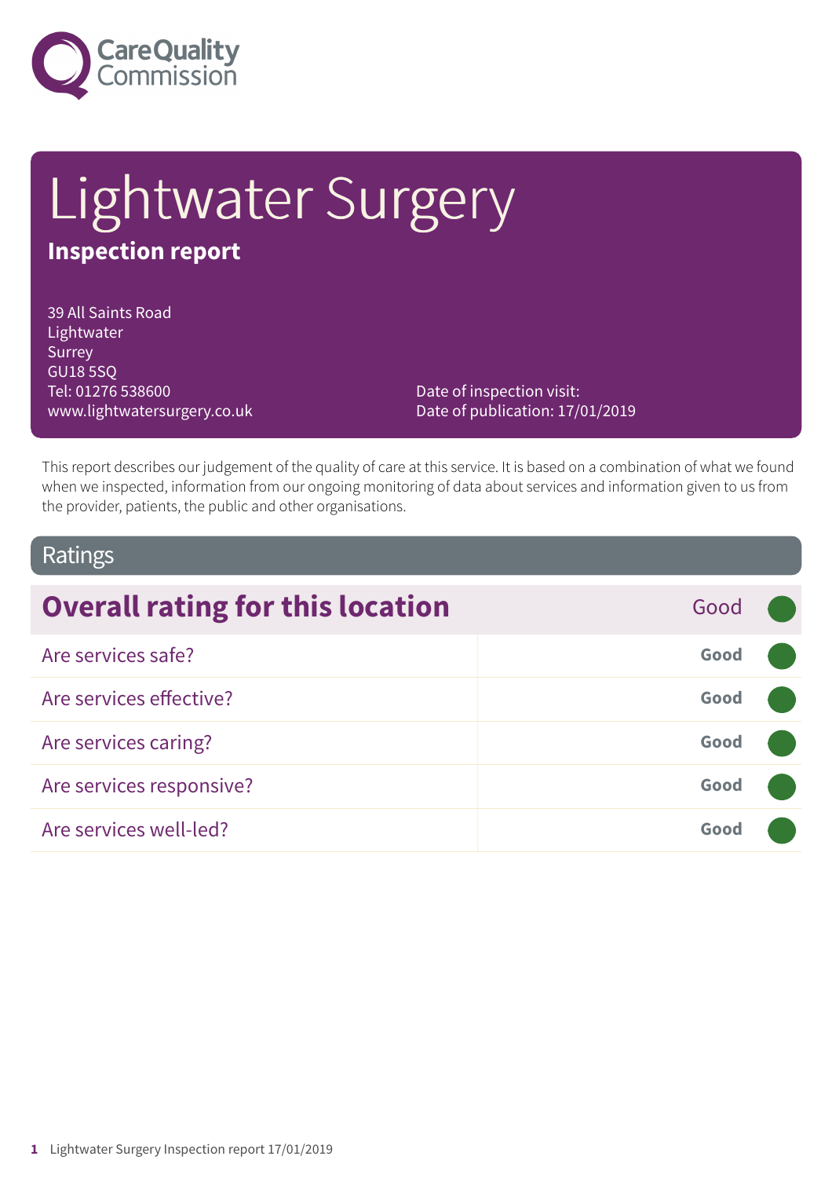# Lightwater Surgery

**Inspection report**

39 All Saints Road
Lightwater
Surrey
GU18 5SQ
Tel: 01276 538600
www.lightwatersurgery.co.uk

Date of inspection visit:
Date of publication: 17/01/2019

This report describes our judgement of the quality of care at this service. It is based on a combination of what we found when we inspected, information from our ongoing monitoring of data about services and information given to us from the provider, patients, the public and other organisations.

## Ratings

| Overall rating for this location | Good |
| --- | --- |
| Are services safe? | Good |
| Are services effective? | Good |
| Are services caring? | Good |
| Are services responsive? | Good |
| Are services well-led? | Good |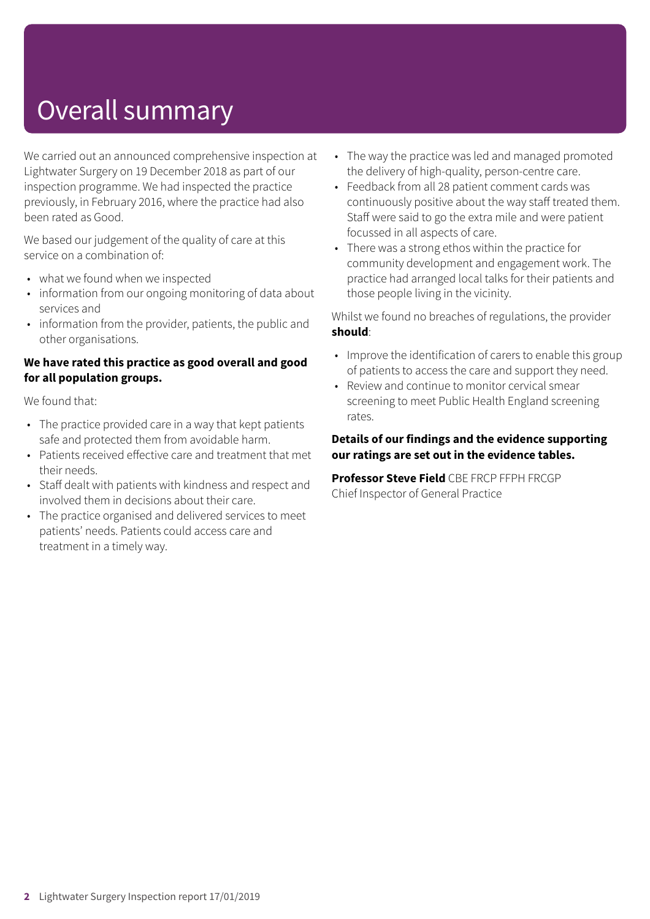# Overall summary

We carried out an announced comprehensive inspection at Lightwater Surgery on 19 December 2018 as part of our inspection programme. We had inspected the practice previously, in February 2016, where the practice had also been rated as Good.

We based our judgement of the quality of care at this service on a combination of:

- what we found when we inspected
- information from our ongoing monitoring of data about services and
- information from the provider, patients, the public and other organisations.

**We have rated this practice as good overall and good for all population groups.**

We found that:

- The practice provided care in a way that kept patients safe and protected them from avoidable harm.
- Patients received effective care and treatment that met their needs.
- Staff dealt with patients with kindness and respect and involved them in decisions about their care.
- The practice organised and delivered services to meet patients' needs. Patients could access care and treatment in a timely way.
- The way the practice was led and managed promoted the delivery of high-quality, person-centre care.
- Feedback from all 28 patient comment cards was continuously positive about the way staff treated them. Staff were said to go the extra mile and were patient focussed in all aspects of care.
- There was a strong ethos within the practice for community development and engagement work. The practice had arranged local talks for their patients and those people living in the vicinity.

Whilst we found no breaches of regulations, the provider **should**:

- Improve the identification of carers to enable this group of patients to access the care and support they need.
- Review and continue to monitor cervical smear screening to meet Public Health England screening rates.

**Details of our findings and the evidence supporting our ratings are set out in the evidence tables.**

**Professor Steve Field** CBE FRCP FFPH FRCGP
Chief Inspector of General Practice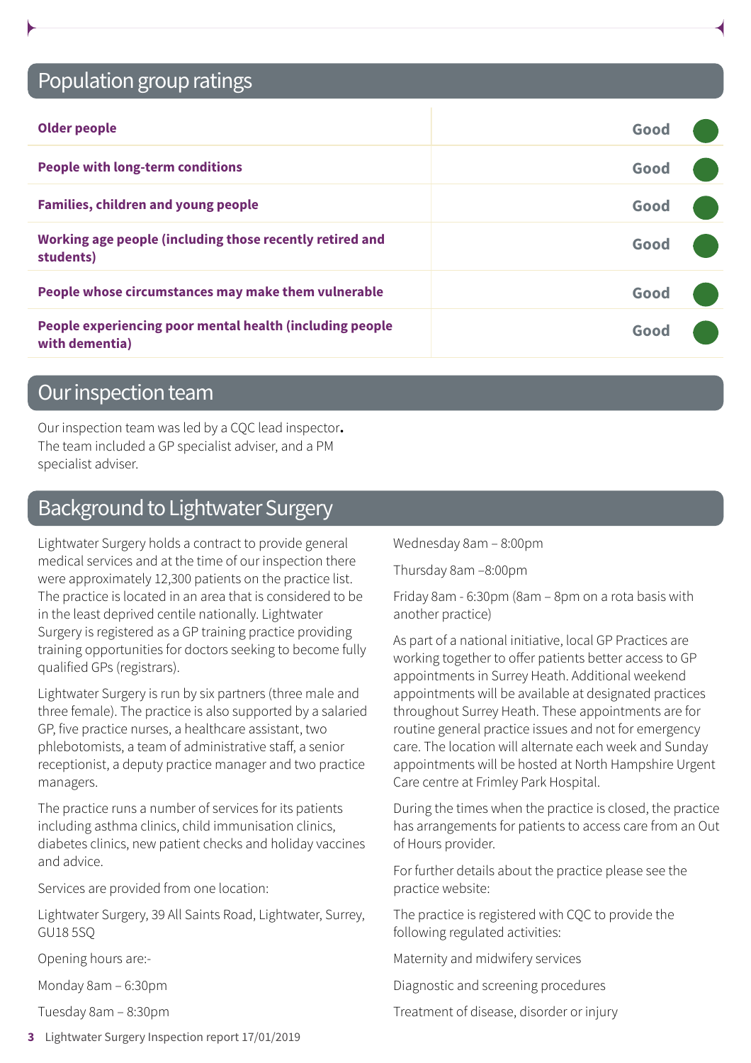## Population group ratings

| | |
|---|---|
| **Older people** | Good |
| **People with long-term conditions** | Good |
| **Families, children and young people** | Good |
| **Working age people (including those recently retired and students)** | Good |
| **People whose circumstances may make them vulnerable** | Good |
| **People experiencing poor mental health (including people with dementia)** | Good |

## Our inspection team

Our inspection team was led by a CQC lead inspector**.** The team included a GP specialist adviser, and a PM specialist adviser.

## Background to Lightwater Surgery

Lightwater Surgery holds a contract to provide general medical services and at the time of our inspection there were approximately 12,300 patients on the practice list. The practice is located in an area that is considered to be in the least deprived centile nationally. Lightwater Surgery is registered as a GP training practice providing training opportunities for doctors seeking to become fully qualified GPs (registrars).

Lightwater Surgery is run by six partners (three male and three female). The practice is also supported by a salaried GP, five practice nurses, a healthcare assistant, two phlebotomists, a team of administrative staff, a senior receptionist, a deputy practice manager and two practice managers.

The practice runs a number of services for its patients including asthma clinics, child immunisation clinics, diabetes clinics, new patient checks and holiday vaccines and advice.

Services are provided from one location:

Lightwater Surgery, 39 All Saints Road, Lightwater, Surrey, GU18 5SQ

Opening hours are:-

Monday 8am – 6:30pm

Tuesday 8am – 8:30pm

Wednesday 8am – 8:00pm

Thursday 8am –8:00pm

Friday 8am - 6:30pm (8am – 8pm on a rota basis with another practice)

As part of a national initiative, local GP Practices are working together to offer patients better access to GP appointments in Surrey Heath. Additional weekend appointments will be available at designated practices throughout Surrey Heath. These appointments are for routine general practice issues and not for emergency care. The location will alternate each week and Sunday appointments will be hosted at North Hampshire Urgent Care centre at Frimley Park Hospital.

During the times when the practice is closed, the practice has arrangements for patients to access care from an Out of Hours provider.

For further details about the practice please see the practice website:

The practice is registered with CQC to provide the following regulated activities:

Maternity and midwifery services

Diagnostic and screening procedures

Treatment of disease, disorder or injury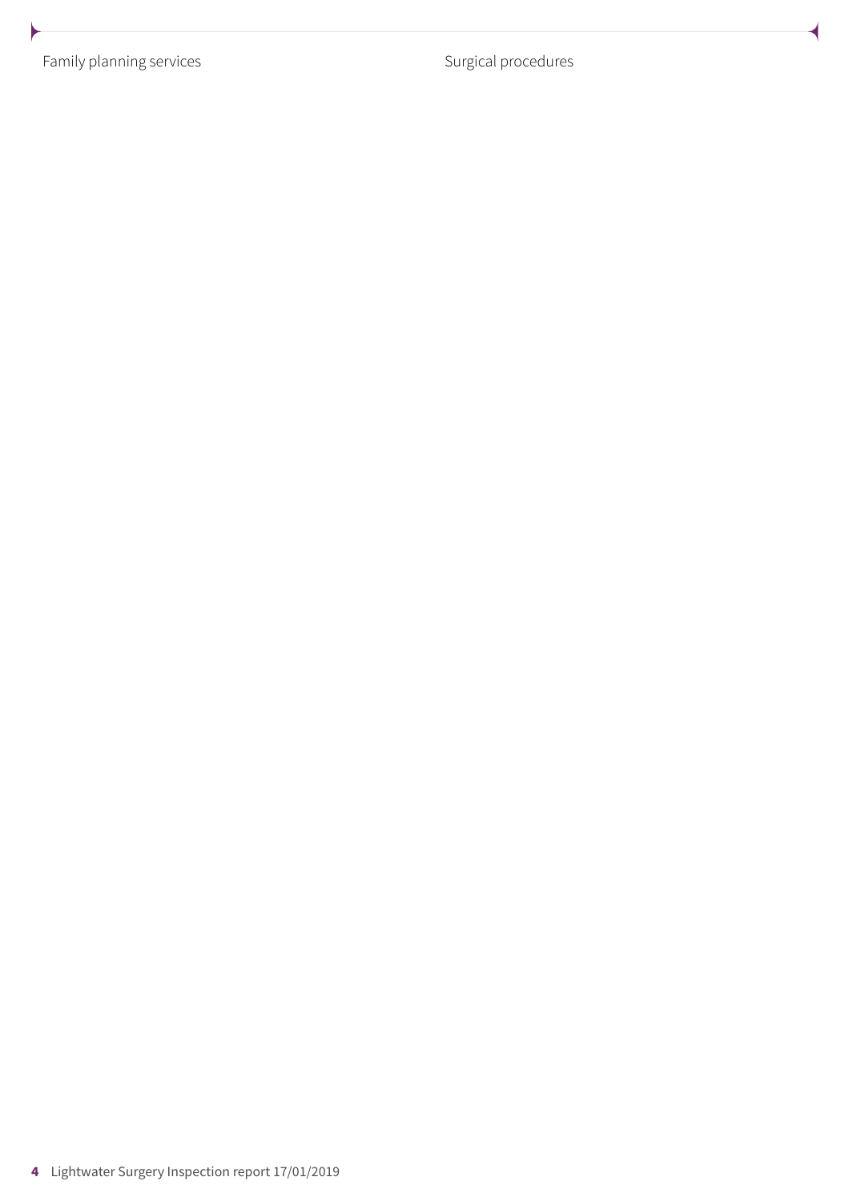Family planning services

Surgical procedures